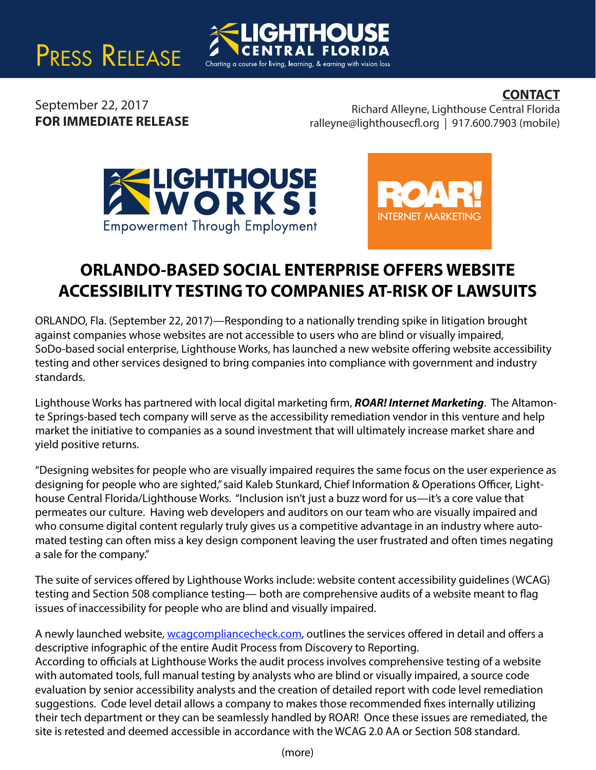# Press Release

**LIGHTHOUSE CENTRAL FLORIDA**
Charting a course for living, learning, & earning with vision loss

September 22, 2017
**FOR IMMEDIATE RELEASE**

**CONTACT**
Richard Alleyne, Lighthouse Central Florida
ralleyne@lighthousecfl.org | 917.600.7903 (mobile)

LIGHTHOUSE WORKS! Empowerment Through Employment

ROAR! INTERNET MARKETING

## ORLANDO-BASED SOCIAL ENTERPRISE OFFERS WEBSITE ACCESSIBILITY TESTING TO COMPANIES AT-RISK OF LAWSUITS

ORLANDO, Fla. (September 22, 2017)—Responding to a nationally trending spike in litigation brought against companies whose websites are not accessible to users who are blind or visually impaired, SoDo-based social enterprise, Lighthouse Works, has launched a new website offering website accessibility testing and other services designed to bring companies into compliance with government and industry standards.

Lighthouse Works has partnered with local digital marketing firm, ***ROAR! Internet Marketing***. The Altamonte Springs-based tech company will serve as the accessibility remediation vendor in this venture and help market the initiative to companies as a sound investment that will ultimately increase market share and yield positive returns.

"Designing websites for people who are visually impaired requires the same focus on the user experience as designing for people who are sighted," said Kaleb Stunkard, Chief Information & Operations Officer, Lighthouse Central Florida/Lighthouse Works. "Inclusion isn't just a buzz word for us—it's a core value that permeates our culture. Having web developers and auditors on our team who are visually impaired and who consume digital content regularly truly gives us a competitive advantage in an industry where automated testing can often miss a key design component leaving the user frustrated and often times negating a sale for the company."

The suite of services offered by Lighthouse Works include: website content accessibility guidelines (WCAG) testing and Section 508 compliance testing— both are comprehensive audits of a website meant to flag issues of inaccessibility for people who are blind and visually impaired.

A newly launched website, wcagcompliancecheck.com, outlines the services offered in detail and offers a descriptive infographic of the entire Audit Process from Discovery to Reporting.
According to officials at Lighthouse Works the audit process involves comprehensive testing of a website with automated tools, full manual testing by analysts who are blind or visually impaired, a source code evaluation by senior accessibility analysts and the creation of detailed report with code level remediation suggestions. Code level detail allows a company to makes those recommended fixes internally utilizing their tech department or they can be seamlessly handled by ROAR! Once these issues are remediated, the site is retested and deemed accessible in accordance with the WCAG 2.0 AA or Section 508 standard.

(more)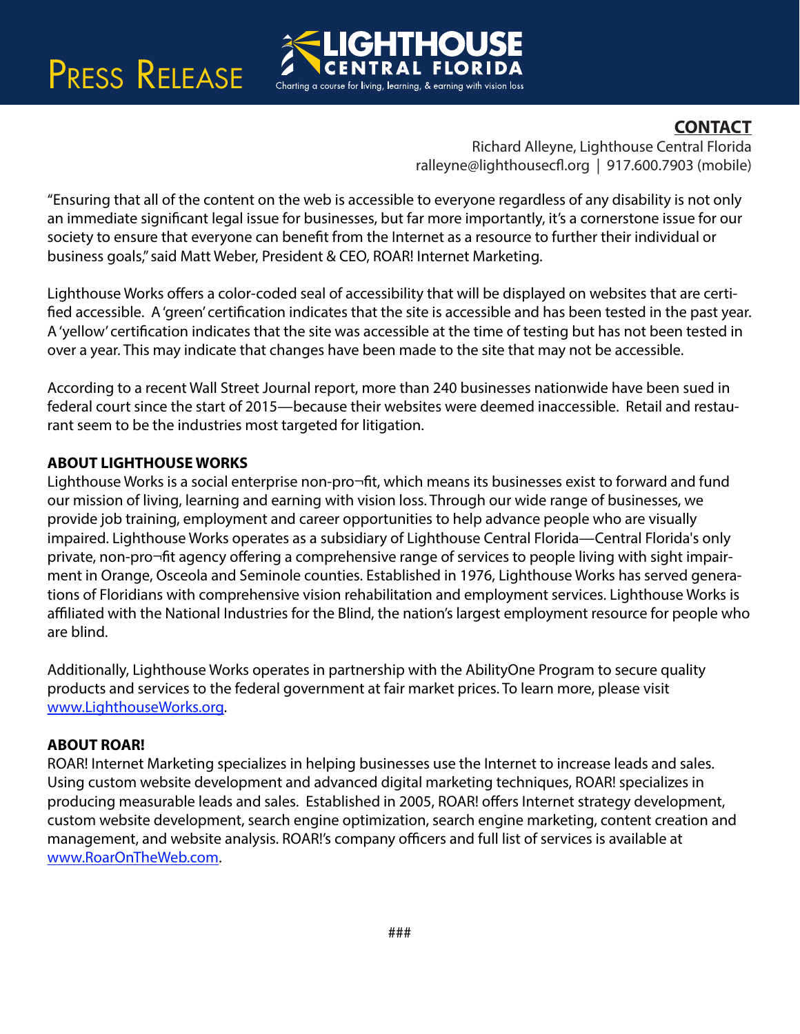# PRESS RELEASE

**LIGHTHOUSE CENTRAL FLORIDA**
Charting a course for living, learning, & earning with vision loss

**CONTACT**
Richard Alleyne, Lighthouse Central Florida
ralleyne@lighthousecfl.org | 917.600.7903 (mobile)

"Ensuring that all of the content on the web is accessible to everyone regardless of any disability is not only an immediate significant legal issue for businesses, but far more importantly, it's a cornerstone issue for our society to ensure that everyone can benefit from the Internet as a resource to further their individual or business goals," said Matt Weber, President & CEO, ROAR! Internet Marketing.

Lighthouse Works offers a color-coded seal of accessibility that will be displayed on websites that are certified accessible. A 'green' certification indicates that the site is accessible and has been tested in the past year. A 'yellow' certification indicates that the site was accessible at the time of testing but has not been tested in over a year. This may indicate that changes have been made to the site that may not be accessible.

According to a recent Wall Street Journal report, more than 240 businesses nationwide have been sued in federal court since the start of 2015—because their websites were deemed inaccessible. Retail and restaurant seem to be the industries most targeted for litigation.

**ABOUT LIGHTHOUSE WORKS**
Lighthouse Works is a social enterprise non-pro¬fit, which means its businesses exist to forward and fund our mission of living, learning and earning with vision loss. Through our wide range of businesses, we provide job training, employment and career opportunities to help advance people who are visually impaired. Lighthouse Works operates as a subsidiary of Lighthouse Central Florida—Central Florida's only private, non-pro¬fit agency offering a comprehensive range of services to people living with sight impairment in Orange, Osceola and Seminole counties. Established in 1976, Lighthouse Works has served generations of Floridians with comprehensive vision rehabilitation and employment services. Lighthouse Works is affiliated with the National Industries for the Blind, the nation's largest employment resource for people who are blind.

Additionally, Lighthouse Works operates in partnership with the AbilityOne Program to secure quality products and services to the federal government at fair market prices. To learn more, please visit www.LighthouseWorks.org.

**ABOUT ROAR!**
ROAR! Internet Marketing specializes in helping businesses use the Internet to increase leads and sales. Using custom website development and advanced digital marketing techniques, ROAR! specializes in producing measurable leads and sales. Established in 2005, ROAR! offers Internet strategy development, custom website development, search engine optimization, search engine marketing, content creation and management, and website analysis. ROAR!'s company officers and full list of services is available at www.RoarOnTheWeb.com.

###